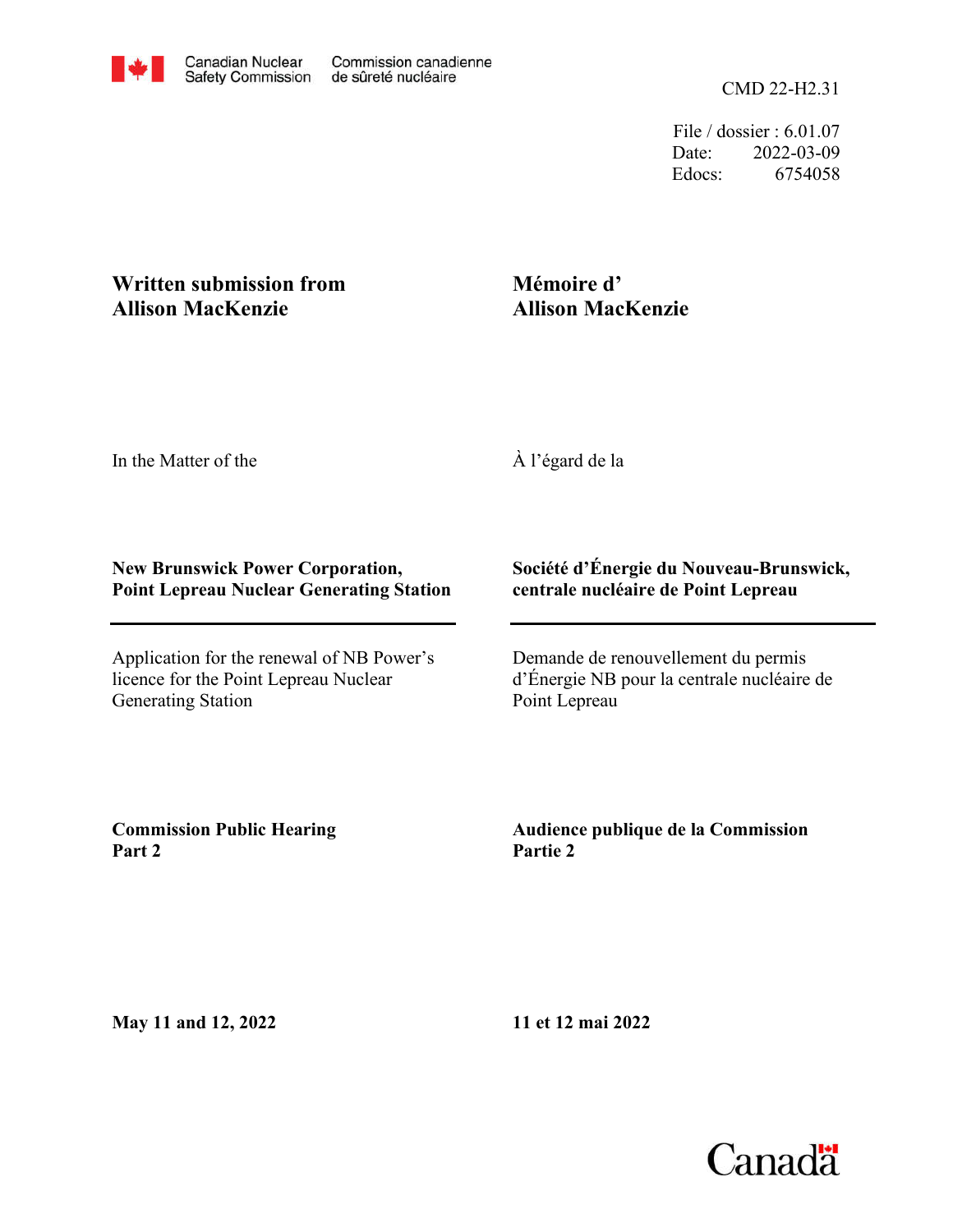Canadian Nuclear Safety Commission | Commission canadienne de sûreté nucléaire

CMD 22-H2.31

File / dossier : 6.01.07
Date: 2022-03-09
Edocs: 6754058

**Written submission from Allison MacKenzie**

**Mémoire d' Allison MacKenzie**

In the Matter of the

À l'égard de la

**New Brunswick Power Corporation, Point Lepreau Nuclear Generating Station**

**Société d'Énergie du Nouveau-Brunswick, centrale nucléaire de Point Lepreau**

Application for the renewal of NB Power's licence for the Point Lepreau Nuclear Generating Station

Demande de renouvellement du permis d'Énergie NB pour la centrale nucléaire de Point Lepreau

**Commission Public Hearing Part 2**

**Audience publique de la Commission Partie 2**

**May 11 and 12, 2022**

**11 et 12 mai 2022**

Canada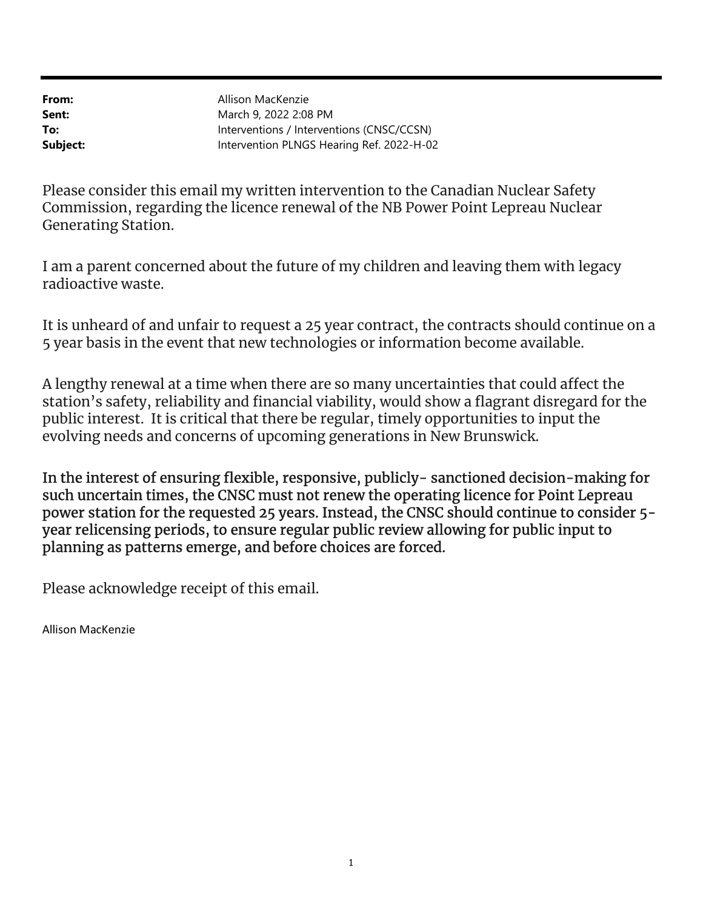**From:** Allison MacKenzie
**Sent:** March 9, 2022 2:08 PM
**To:** Interventions / Interventions (CNSC/CCSN)
**Subject:** Intervention PLNGS Hearing Ref. 2022-H-02

Please consider this email my written intervention to the Canadian Nuclear Safety Commission, regarding the licence renewal of the NB Power Point Lepreau Nuclear Generating Station.

I am a parent concerned about the future of my children and leaving them with legacy radioactive waste.

It is unheard of and unfair to request a 25 year contract, the contracts should continue on a 5 year basis in the event that new technologies or information become available.

A lengthy renewal at a time when there are so many uncertainties that could affect the station's safety, reliability and financial viability, would show a flagrant disregard for the public interest. It is critical that there be regular, timely opportunities to input the evolving needs and concerns of upcoming generations in New Brunswick.

**In the interest of ensuring flexible, responsive, publicly- sanctioned decision-making for such uncertain times, the CNSC must not renew the operating licence for Point Lepreau power station for the requested 25 years. Instead, the CNSC should continue to consider 5-year relicensing periods, to ensure regular public review allowing for public input to planning as patterns emerge, and before choices are forced.**

Please acknowledge receipt of this email.

Allison MacKenzie